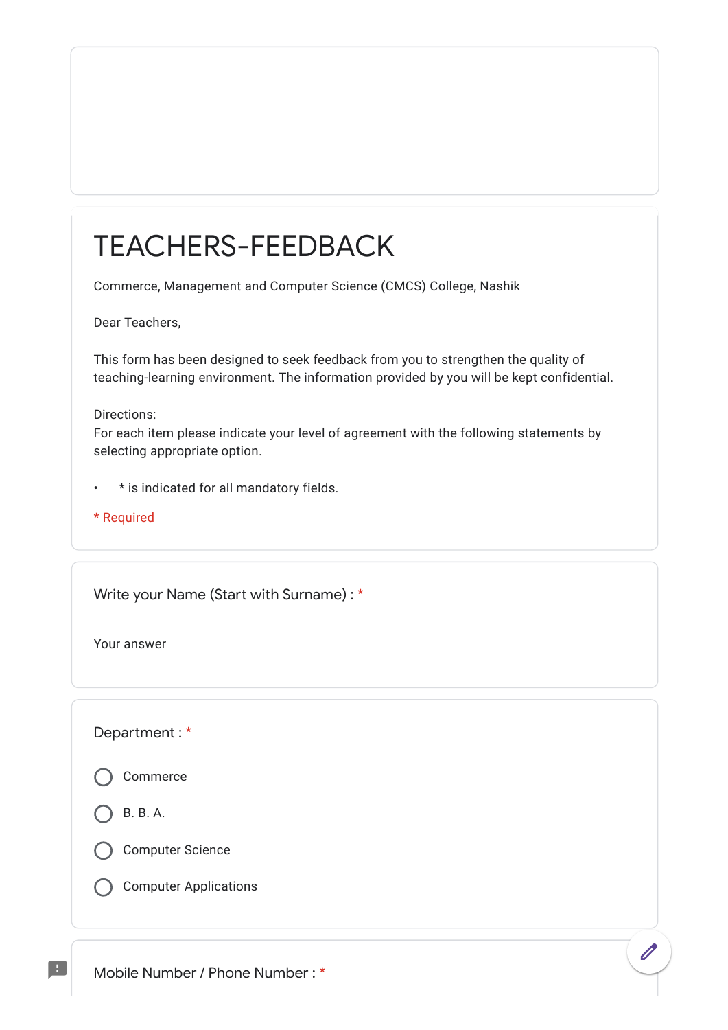# TEACHERS-FEEDBACK

Commerce, Management and Computer Science (CMCS) College, Nashik

Dear Teachers,

This form has been designed to seek feedback from you to strengthen the quality of teaching-learning environment. The information provided by you will be kept confidential.

Directions:
For each item please indicate your level of agreement with the following statements by selecting appropriate option.

- * is indicated for all mandatory fields.

* Required

Write your Name (Start with Surname) : *

Your answer

Department : *

- Commerce
- B. B. A.
- Computer Science
- Computer Applications

Mobile Number / Phone Number : *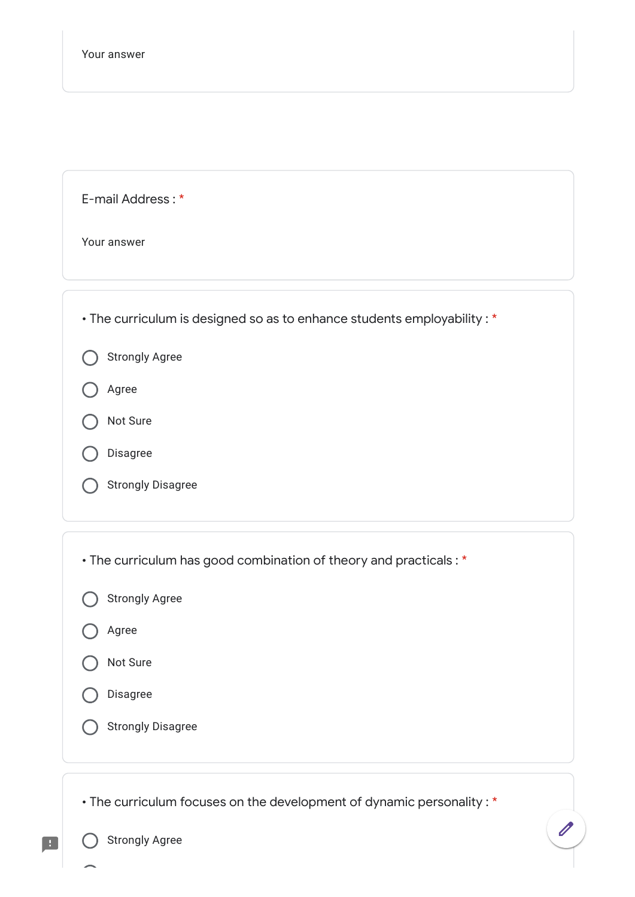Your answer

E-mail Address : *

Your answer

• The curriculum is designed so as to enhance students employability : *

- Strongly Agree
- Agree
- Not Sure
- Disagree
- Strongly Disagree

• The curriculum has good combination of theory and practicals : *

- Strongly Agree
- Agree
- Not Sure
- Disagree
- Strongly Disagree

• The curriculum focuses on the development of dynamic personality : *

- Strongly Agree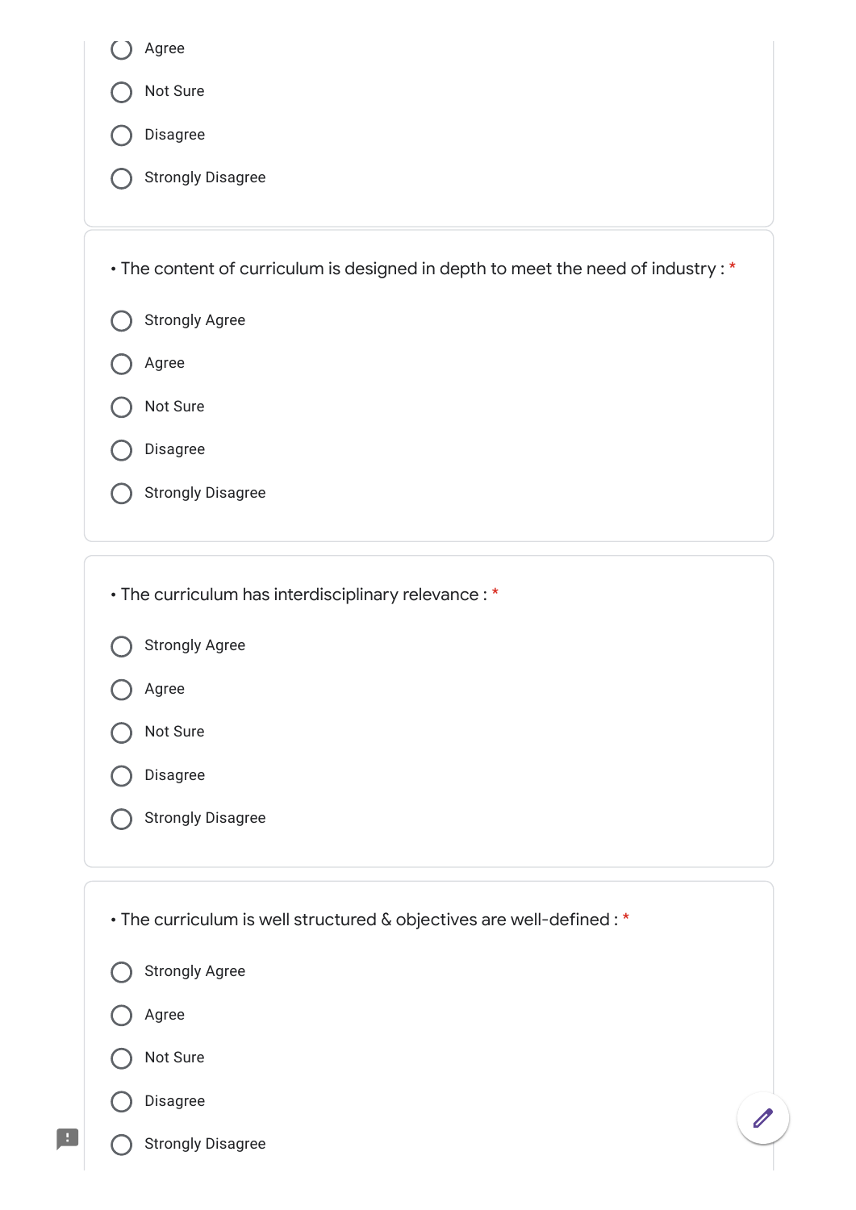- Agree
- Not Sure
- Disagree
- Strongly Disagree

• The content of curriculum is designed in depth to meet the need of industry : *

- Strongly Agree
- Agree
- Not Sure
- Disagree
- Strongly Disagree

• The curriculum has interdisciplinary relevance : *

- Strongly Agree
- Agree
- Not Sure
- Disagree
- Strongly Disagree

• The curriculum is well structured & objectives are well-defined : *

- Strongly Agree
- Agree
- Not Sure
- Disagree
- Strongly Disagree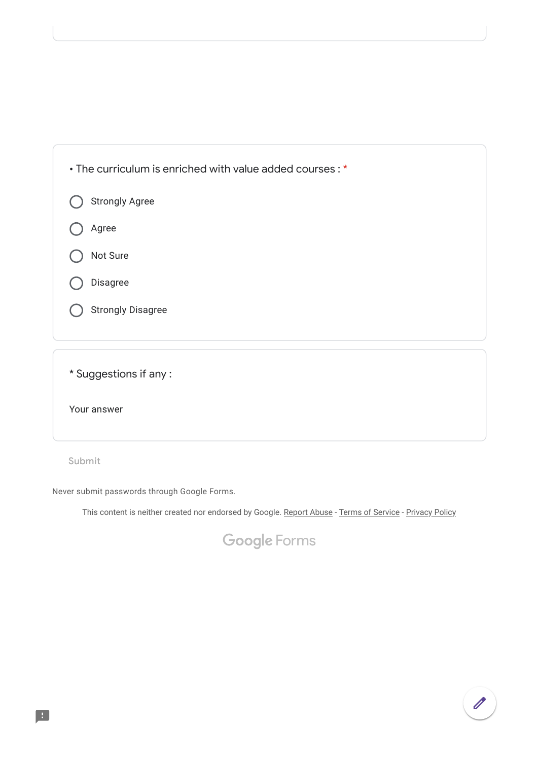• The curriculum is enriched with value added courses : *

- Strongly Agree
- Agree
- Not Sure
- Disagree
- Strongly Disagree

* Suggestions if any :

Your answer

Submit

Never submit passwords through Google Forms.

This content is neither created nor endorsed by Google. Report Abuse - Terms of Service - Privacy Policy

Google Forms